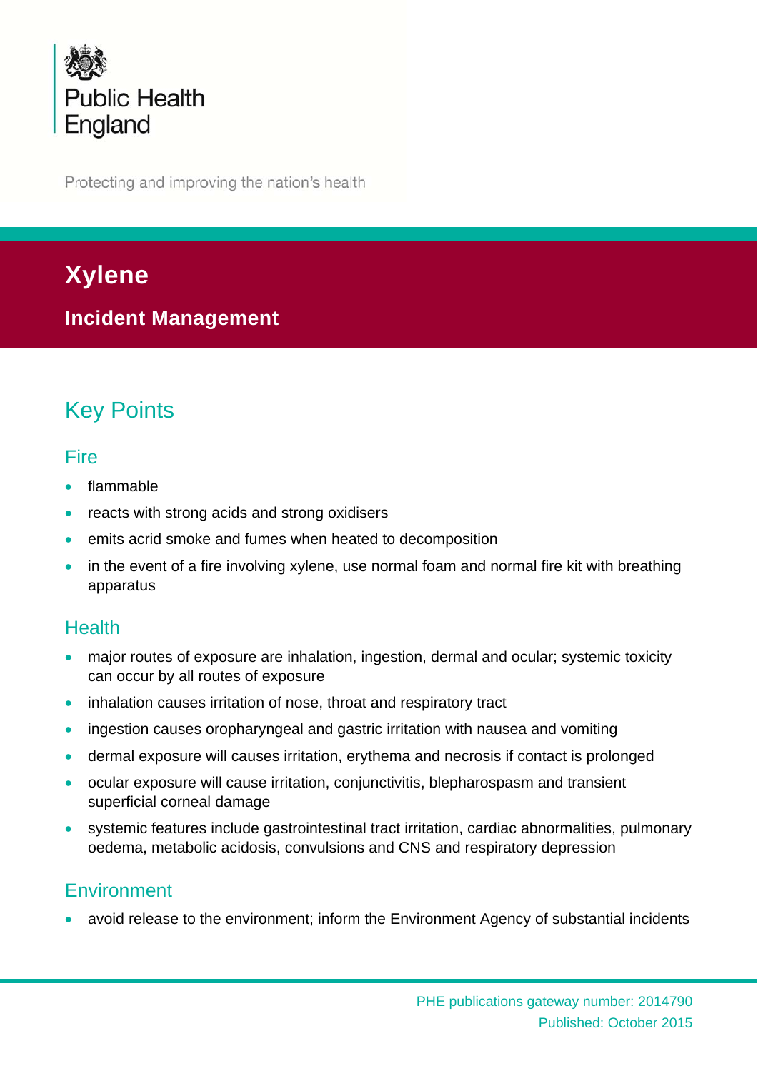Public Health England

Protecting and improving the nation's health

# Xylene

## Incident Management

## Key Points

### Fire

- flammable
- reacts with strong acids and strong oxidisers
- emits acrid smoke and fumes when heated to decomposition
- in the event of a fire involving xylene, use normal foam and normal fire kit with breathing apparatus

### Health

- major routes of exposure are inhalation, ingestion, dermal and ocular; systemic toxicity can occur by all routes of exposure
- inhalation causes irritation of nose, throat and respiratory tract
- ingestion causes oropharyngeal and gastric irritation with nausea and vomiting
- dermal exposure will causes irritation, erythema and necrosis if contact is prolonged
- ocular exposure will cause irritation, conjunctivitis, blepharospasm and transient superficial corneal damage
- systemic features include gastrointestinal tract irritation, cardiac abnormalities, pulmonary oedema, metabolic acidosis, convulsions and CNS and respiratory depression

### Environment

- avoid release to the environment; inform the Environment Agency of substantial incidents

PHE publications gateway number: 2014790

Published: October 2015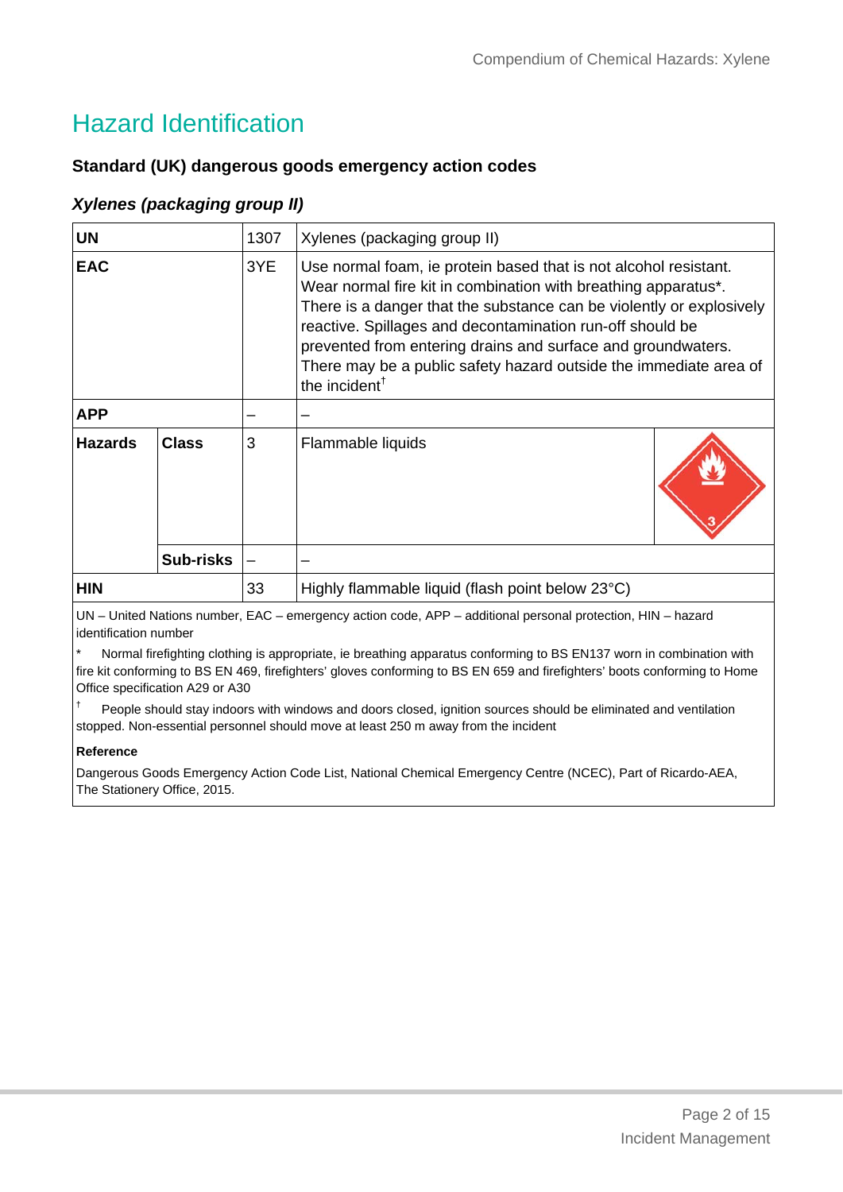# Hazard Identification

### Standard (UK) dangerous goods emergency action codes

#### *Xylenes (packaging group II)*

| | | | |
|---|---|---|---|
| **UN** | | 1307 | Xylenes (packaging group II) |
| **EAC** | | 3YE | Use normal foam, ie protein based that is not alcohol resistant. Wear normal fire kit in combination with breathing apparatus*. There is a danger that the substance can be violently or explosively reactive. Spillages and decontamination run-off should be prevented from entering drains and surface and groundwaters. There may be a public safety hazard outside the immediate area of the incident† |
| **APP** | | – | – |
| **Hazards** | **Class** | 3 | Flammable liquids |
| | **Sub-risks** | – | – |
| **HIN** | | 33 | Highly flammable liquid (flash point below 23°C) |

UN – United Nations number, EAC – emergency action code, APP – additional personal protection, HIN – hazard identification number

\* Normal firefighting clothing is appropriate, ie breathing apparatus conforming to BS EN137 worn in combination with fire kit conforming to BS EN 469, firefighters' gloves conforming to BS EN 659 and firefighters' boots conforming to Home Office specification A29 or A30

† People should stay indoors with windows and doors closed, ignition sources should be eliminated and ventilation stopped. Non-essential personnel should move at least 250 m away from the incident

**Reference**

Dangerous Goods Emergency Action Code List, National Chemical Emergency Centre (NCEC), Part of Ricardo-AEA, The Stationery Office, 2015.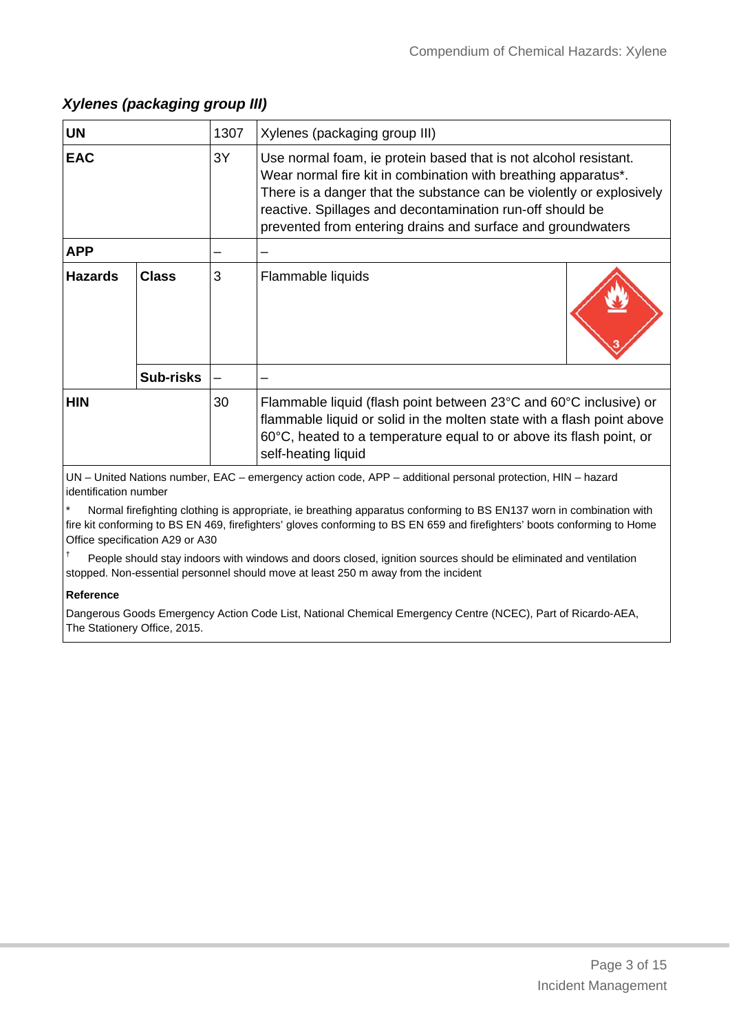### *Xylenes (packaging group III)*

| | | | | |
|---|---|---|---|---|
| **UN** | | 1307 | Xylenes (packaging group III) | |
| **EAC** | | 3Y | Use normal foam, ie protein based that is not alcohol resistant. Wear normal fire kit in combination with breathing apparatus*. There is a danger that the substance can be violently or explosively reactive. Spillages and decontamination run-off should be prevented from entering drains and surface and groundwaters | |
| **APP** | | – | – | |
| **Hazards** | **Class** | 3 | Flammable liquids | |
| | **Sub-risks** | – | – | |
| **HIN** | | 30 | Flammable liquid (flash point between 23°C and 60°C inclusive) or flammable liquid or solid in the molten state with a flash point above 60°C, heated to a temperature equal to or above its flash point, or self-heating liquid | |

UN – United Nations number, EAC – emergency action code, APP – additional personal protection, HIN – hazard identification number

\* Normal firefighting clothing is appropriate, ie breathing apparatus conforming to BS EN137 worn in combination with fire kit conforming to BS EN 469, firefighters' gloves conforming to BS EN 659 and firefighters' boots conforming to Home Office specification A29 or A30

† People should stay indoors with windows and doors closed, ignition sources should be eliminated and ventilation stopped. Non-essential personnel should move at least 250 m away from the incident

**Reference**

Dangerous Goods Emergency Action Code List, National Chemical Emergency Centre (NCEC), Part of Ricardo-AEA, The Stationery Office, 2015.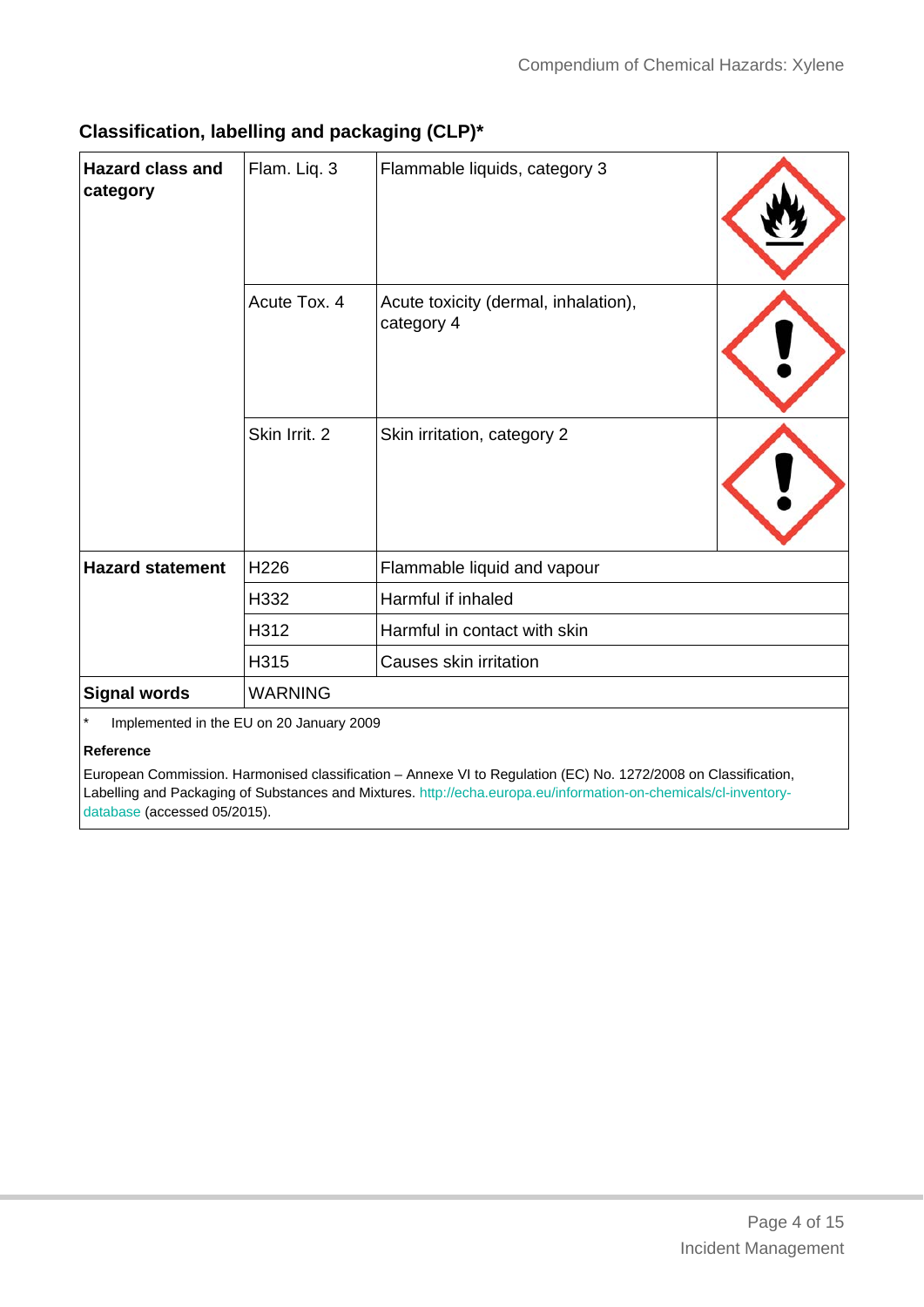## Classification, labelling and packaging (CLP)*

| | | | |
|---|---|---|---|
| **Hazard class and category** | Flam. Liq. 3 | Flammable liquids, category 3 | |
| | Acute Tox. 4 | Acute toxicity (dermal, inhalation), category 4 | |
| | Skin Irrit. 2 | Skin irritation, category 2 | |
| **Hazard statement** | H226 | Flammable liquid and vapour | |
| | H332 | Harmful if inhaled | |
| | H312 | Harmful in contact with skin | |
| | H315 | Causes skin irritation | |
| **Signal words** | WARNING | | |

\* Implemented in the EU on 20 January 2009

**Reference**

European Commission. Harmonised classification – Annexe VI to Regulation (EC) No. 1272/2008 on Classification, Labelling and Packaging of Substances and Mixtures. http://echa.europa.eu/information-on-chemicals/cl-inventory-database (accessed 05/2015).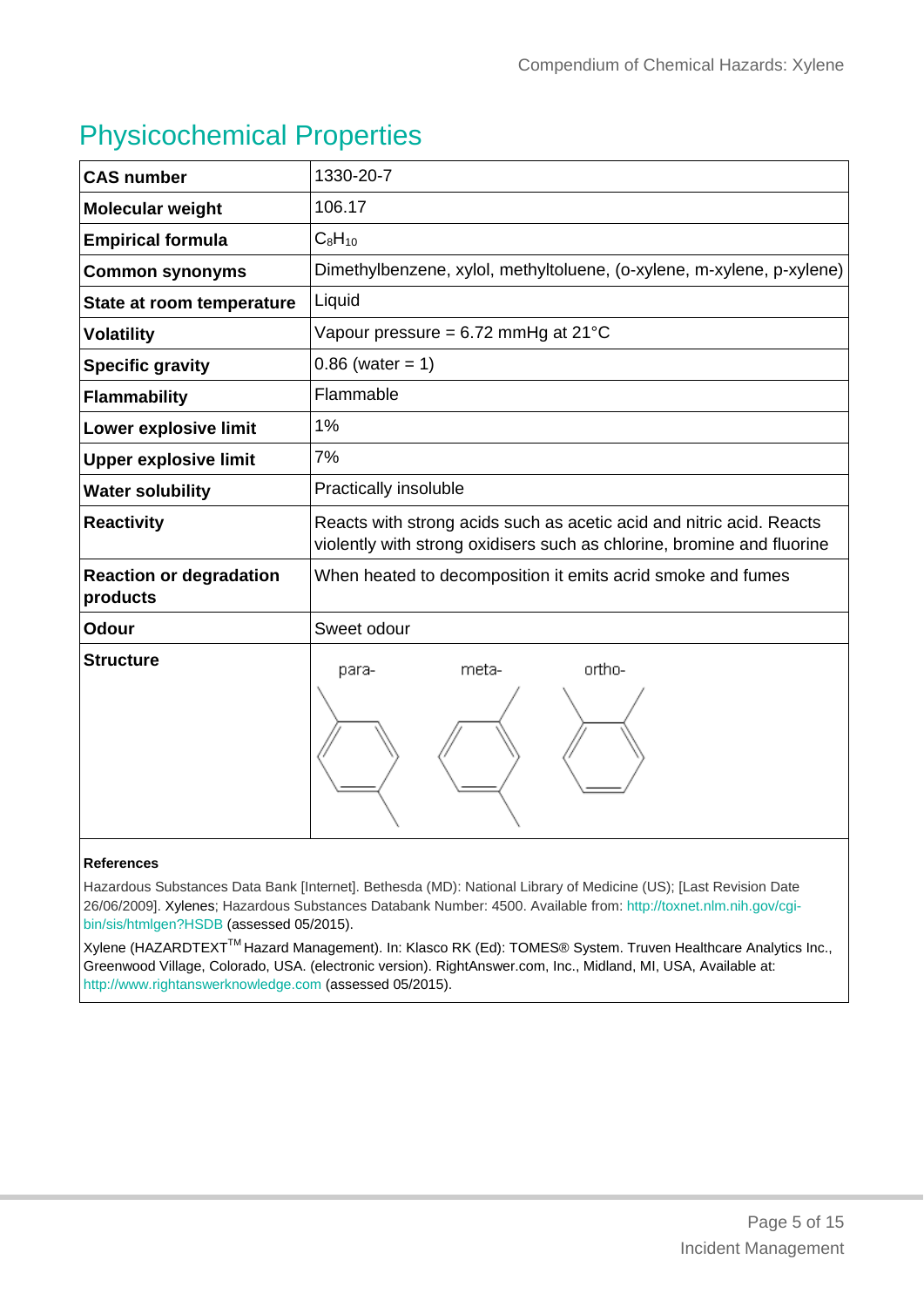# Physicochemical Properties

| | |
|---|---|
| **CAS number** | 1330-20-7 |
| **Molecular weight** | 106.17 |
| **Empirical formula** | $C_8H_{10}$ |
| **Common synonyms** | Dimethylbenzene, xylol, methyltoluene, (o-xylene, m-xylene, p-xylene) |
| **State at room temperature** | Liquid |
| **Volatility** | Vapour pressure = 6.72 mmHg at 21°C |
| **Specific gravity** | 0.86 (water = 1) |
| **Flammability** | Flammable |
| **Lower explosive limit** | 1% |
| **Upper explosive limit** | 7% |
| **Water solubility** | Practically insoluble |
| **Reactivity** | Reacts with strong acids such as acetic acid and nitric acid. Reacts violently with strong oxidisers such as chlorine, bromine and fluorine |
| **Reaction or degradation products** | When heated to decomposition it emits acrid smoke and fumes |
| **Odour** | Sweet odour |
| **Structure** | para- meta- ortho- |

**References**

Hazardous Substances Data Bank [Internet]. Bethesda (MD): National Library of Medicine (US); [Last Revision Date 26/06/2009]. Xylenes; Hazardous Substances Databank Number: 4500. Available from: http://toxnet.nlm.nih.gov/cgi-bin/sis/htmlgen?HSDB (assessed 05/2015).

Xylene (HAZARDTEXT™ Hazard Management). In: Klasco RK (Ed): TOMES® System. Truven Healthcare Analytics Inc., Greenwood Village, Colorado, USA. (electronic version). RightAnswer.com, Inc., Midland, MI, USA, Available at: http://www.rightanswerknowledge.com (assessed 05/2015).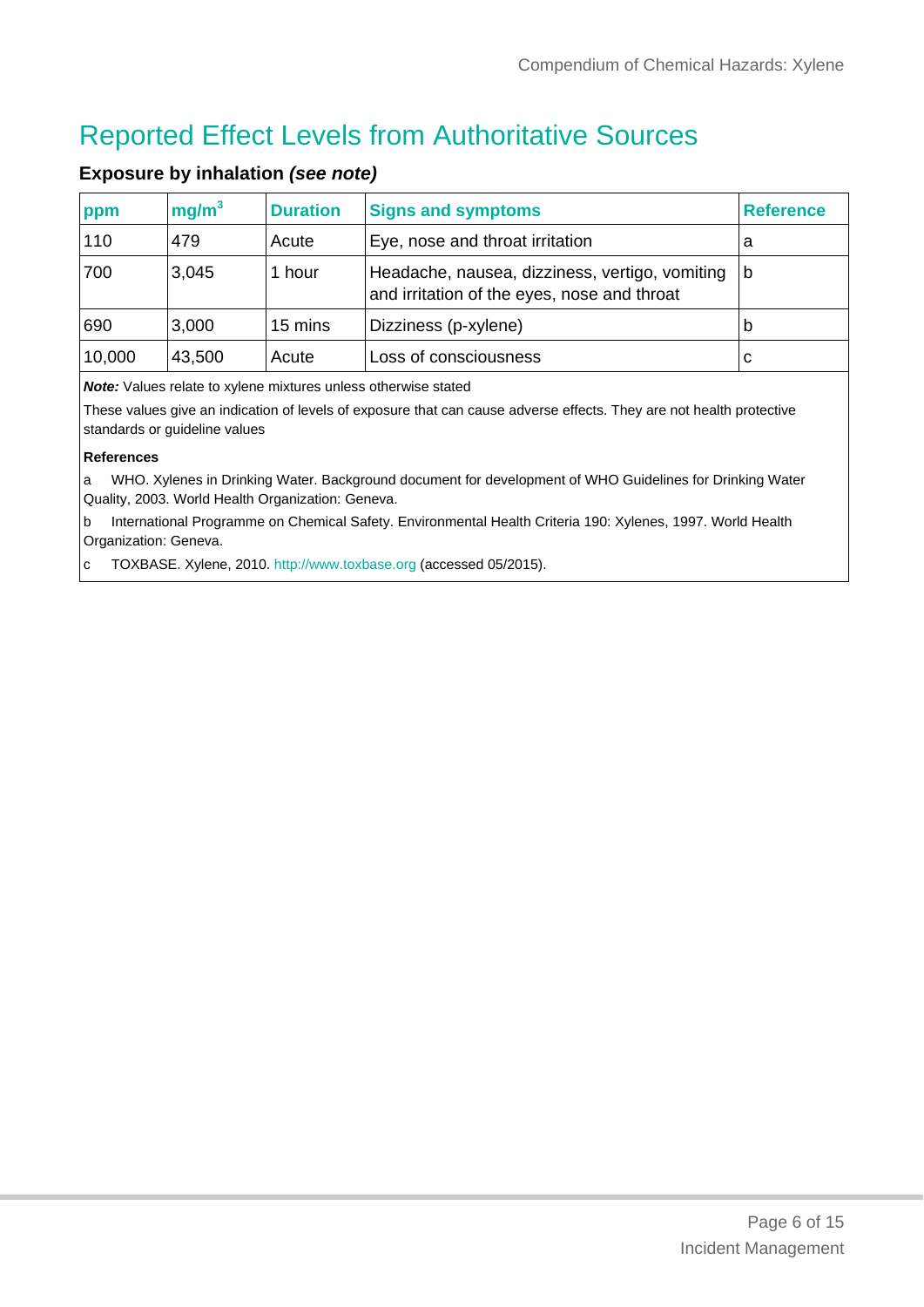# Reported Effect Levels from Authoritative Sources

## Exposure by inhalation *(see note)*

| ppm | mg/m$^3$ | Duration | Signs and symptoms | Reference |
|---|---|---|---|---|
| 110 | 479 | Acute | Eye, nose and throat irritation | a |
| 700 | 3,045 | 1 hour | Headache, nausea, dizziness, vertigo, vomiting and irritation of the eyes, nose and throat | b |
| 690 | 3,000 | 15 mins | Dizziness (p-xylene) | b |
| 10,000 | 43,500 | Acute | Loss of consciousness | c |

***Note:*** Values relate to xylene mixtures unless otherwise stated

These values give an indication of levels of exposure that can cause adverse effects. They are not health protective standards or guideline values

**References**

a WHO. Xylenes in Drinking Water. Background document for development of WHO Guidelines for Drinking Water Quality, 2003. World Health Organization: Geneva.

b International Programme on Chemical Safety. Environmental Health Criteria 190: Xylenes, 1997. World Health Organization: Geneva.

c TOXBASE. Xylene, 2010. http://www.toxbase.org (accessed 05/2015).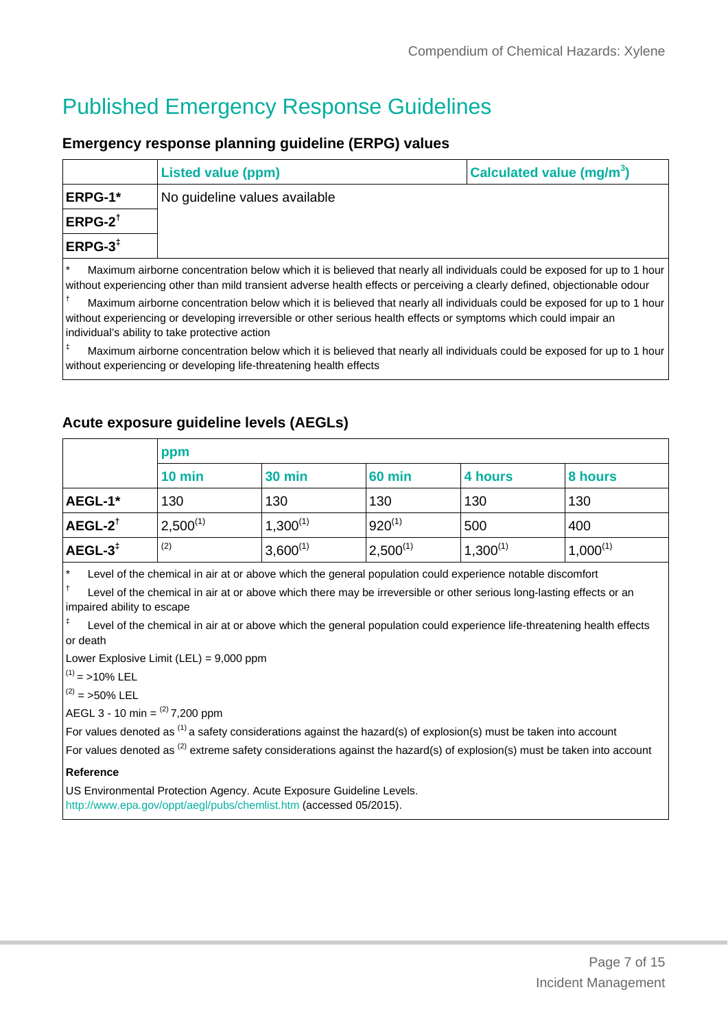# Published Emergency Response Guidelines

## Emergency response planning guideline (ERPG) values

| | Listed value (ppm) | Calculated value (mg/m$^3$) |
|---|---|---|
| ERPG-1* | No guideline values available | |
| ERPG-2† | | |
| ERPG-3‡ | | |

\* Maximum airborne concentration below which it is believed that nearly all individuals could be exposed for up to 1 hour without experiencing other than mild transient adverse health effects or perceiving a clearly defined, objectionable odour

† Maximum airborne concentration below which it is believed that nearly all individuals could be exposed for up to 1 hour without experiencing or developing irreversible or other serious health effects or symptoms which could impair an individual's ability to take protective action

‡ Maximum airborne concentration below which it is believed that nearly all individuals could be exposed for up to 1 hour without experiencing or developing life-threatening health effects

## Acute exposure guideline levels (AEGLs)

| | ppm | | | | |
|---|---|---|---|---|---|
| | 10 min | 30 min | 60 min | 4 hours | 8 hours |
| AEGL-1* | 130 | 130 | 130 | 130 | 130 |
| AEGL-2† | 2,500(1) | 1,300(1) | 920(1) | 500 | 400 |
| AEGL-3‡ | (2) | 3,600(1) | 2,500(1) | 1,300(1) | 1,000(1) |

\* Level of the chemical in air at or above which the general population could experience notable discomfort

† Level of the chemical in air at or above which there may be irreversible or other serious long-lasting effects or an impaired ability to escape

‡ Level of the chemical in air at or above which the general population could experience life-threatening health effects or death

Lower Explosive Limit (LEL) = 9,000 ppm

(1) = >10% LEL

(2) = >50% LEL

AEGL 3 - 10 min = (2) 7,200 ppm

For values denoted as (1) a safety considerations against the hazard(s) of explosion(s) must be taken into account

For values denoted as (2) extreme safety considerations against the hazard(s) of explosion(s) must be taken into account

**Reference**

US Environmental Protection Agency. Acute Exposure Guideline Levels. http://www.epa.gov/oppt/aegl/pubs/chemlist.htm (accessed 05/2015).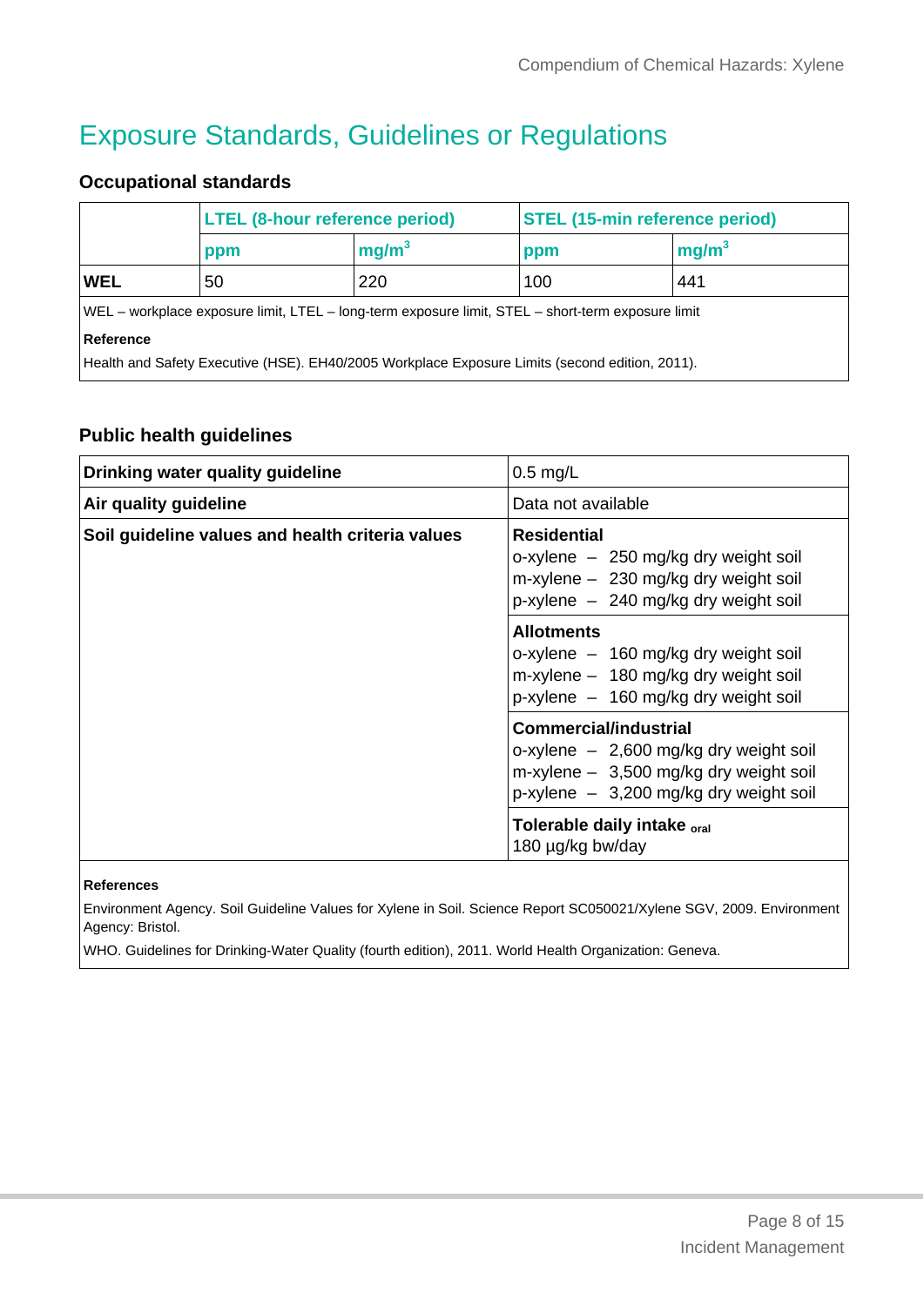# Exposure Standards, Guidelines or Regulations

### Occupational standards

| | LTEL (8-hour reference period) | | STEL (15-min reference period) | |
|---|---|---|---|---|
| | ppm | $mg/m^3$ | ppm | $mg/m^3$ |
| **WEL** | 50 | 220 | 100 | 441 |

WEL – workplace exposure limit, LTEL – long-term exposure limit, STEL – short-term exposure limit

**Reference**

Health and Safety Executive (HSE). EH40/2005 Workplace Exposure Limits (second edition, 2011).

### Public health guidelines

| | |
|---|---|
| **Drinking water quality guideline** | 0.5 mg/L |
| **Air quality guideline** | Data not available |
| **Soil guideline values and health criteria values** | **Residential**<br>o-xylene – 250 mg/kg dry weight soil<br>m-xylene – 230 mg/kg dry weight soil<br>p-xylene – 240 mg/kg dry weight soil |
| | **Allotments**<br>o-xylene – 160 mg/kg dry weight soil<br>m-xylene – 180 mg/kg dry weight soil<br>p-xylene – 160 mg/kg dry weight soil |
| | **Commercial/industrial**<br>o-xylene – 2,600 mg/kg dry weight soil<br>m-xylene – 3,500 mg/kg dry weight soil<br>p-xylene – 3,200 mg/kg dry weight soil |
| | **Tolerable daily intake $_{oral}$**<br>180 µg/kg bw/day |

**References**

Environment Agency. Soil Guideline Values for Xylene in Soil. Science Report SC050021/Xylene SGV, 2009. Environment Agency: Bristol.

WHO. Guidelines for Drinking-Water Quality (fourth edition), 2011. World Health Organization: Geneva.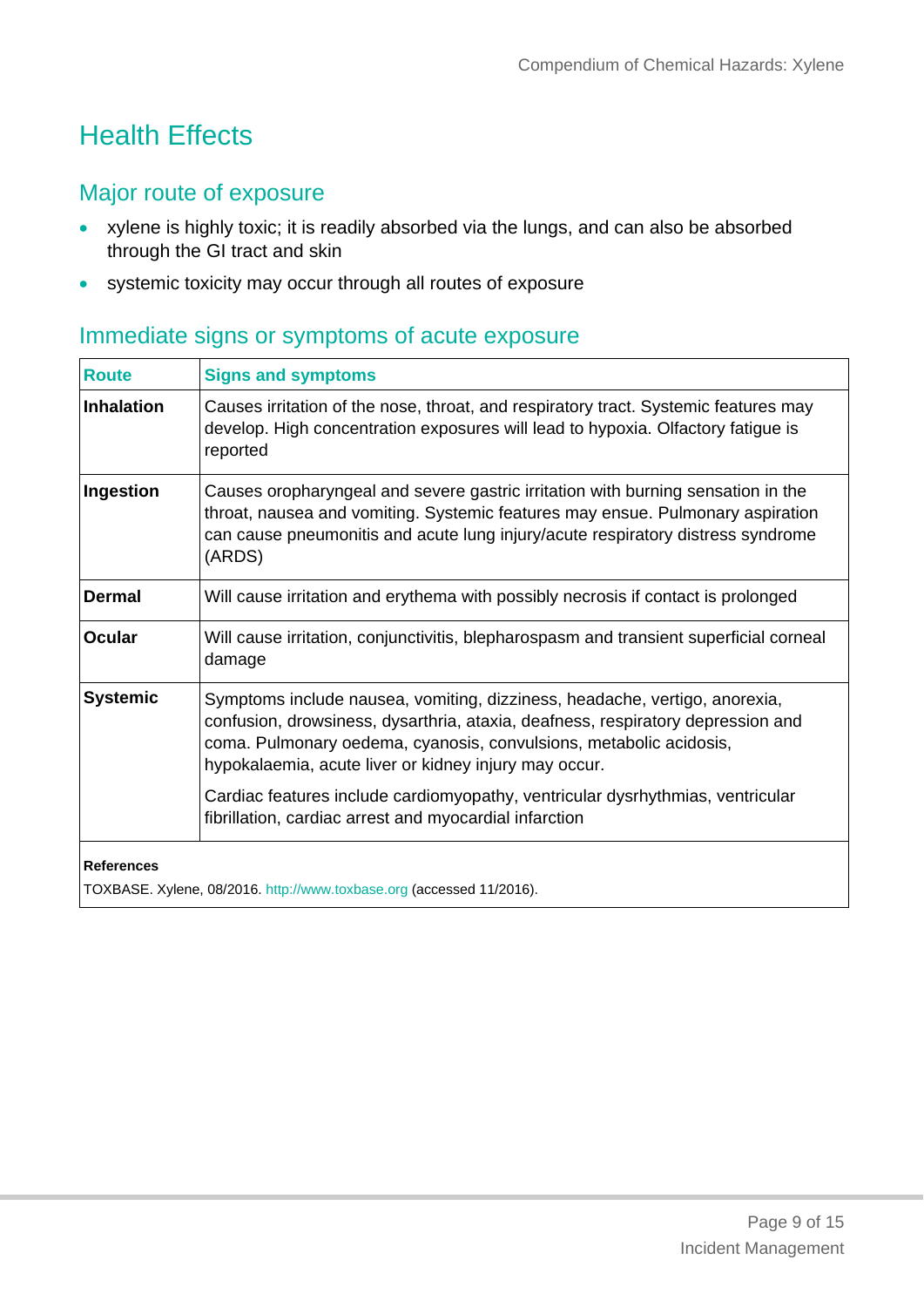# Health Effects

## Major route of exposure

- xylene is highly toxic; it is readily absorbed via the lungs, and can also be absorbed through the GI tract and skin
- systemic toxicity may occur through all routes of exposure

## Immediate signs or symptoms of acute exposure

| Route | Signs and symptoms |
|---|---|
| **Inhalation** | Causes irritation of the nose, throat, and respiratory tract. Systemic features may develop. High concentration exposures will lead to hypoxia. Olfactory fatigue is reported |
| **Ingestion** | Causes oropharyngeal and severe gastric irritation with burning sensation in the throat, nausea and vomiting. Systemic features may ensue. Pulmonary aspiration can cause pneumonitis and acute lung injury/acute respiratory distress syndrome (ARDS) |
| **Dermal** | Will cause irritation and erythema with possibly necrosis if contact is prolonged |
| **Ocular** | Will cause irritation, conjunctivitis, blepharospasm and transient superficial corneal damage |
| **Systemic** | Symptoms include nausea, vomiting, dizziness, headache, vertigo, anorexia, confusion, drowsiness, dysarthria, ataxia, deafness, respiratory depression and coma. Pulmonary oedema, cyanosis, convulsions, metabolic acidosis, hypokalaemia, acute liver or kidney injury may occur.<br><br>Cardiac features include cardiomyopathy, ventricular dysrhythmias, ventricular fibrillation, cardiac arrest and myocardial infarction |

**References**

TOXBASE. Xylene, 08/2016. http://www.toxbase.org (accessed 11/2016).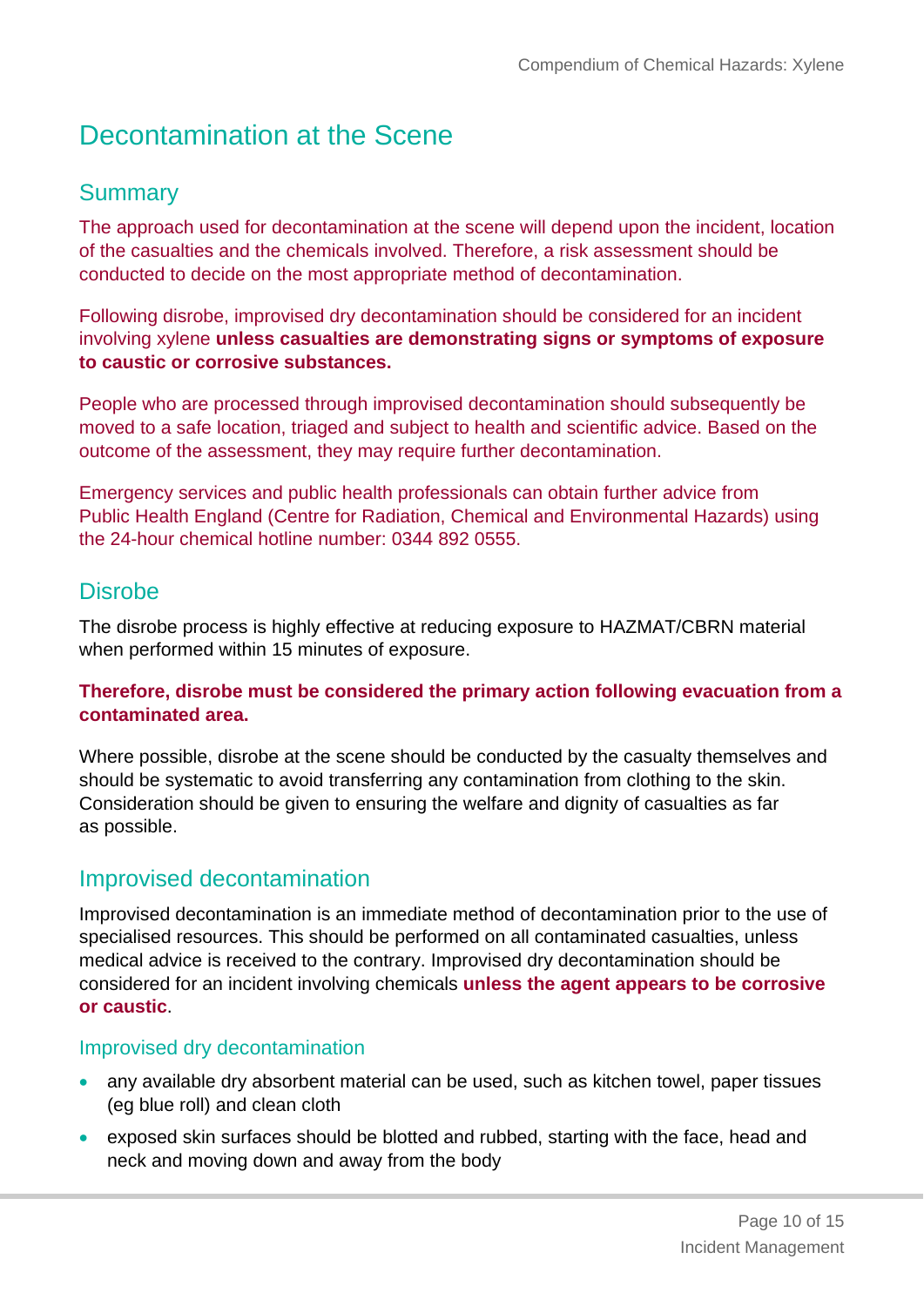# Decontamination at the Scene

## Summary

The approach used for decontamination at the scene will depend upon the incident, location of the casualties and the chemicals involved. Therefore, a risk assessment should be conducted to decide on the most appropriate method of decontamination.

Following disrobe, improvised dry decontamination should be considered for an incident involving xylene **unless casualties are demonstrating signs or symptoms of exposure to caustic or corrosive substances.**

People who are processed through improvised decontamination should subsequently be moved to a safe location, triaged and subject to health and scientific advice. Based on the outcome of the assessment, they may require further decontamination.

Emergency services and public health professionals can obtain further advice from Public Health England (Centre for Radiation, Chemical and Environmental Hazards) using the 24-hour chemical hotline number: 0344 892 0555.

## Disrobe

The disrobe process is highly effective at reducing exposure to HAZMAT/CBRN material when performed within 15 minutes of exposure.

**Therefore, disrobe must be considered the primary action following evacuation from a contaminated area.**

Where possible, disrobe at the scene should be conducted by the casualty themselves and should be systematic to avoid transferring any contamination from clothing to the skin. Consideration should be given to ensuring the welfare and dignity of casualties as far as possible.

## Improvised decontamination

Improvised decontamination is an immediate method of decontamination prior to the use of specialised resources. This should be performed on all contaminated casualties, unless medical advice is received to the contrary. Improvised dry decontamination should be considered for an incident involving chemicals **unless the agent appears to be corrosive or caustic**.

### Improvised dry decontamination

- any available dry absorbent material can be used, such as kitchen towel, paper tissues (eg blue roll) and clean cloth
- exposed skin surfaces should be blotted and rubbed, starting with the face, head and neck and moving down and away from the body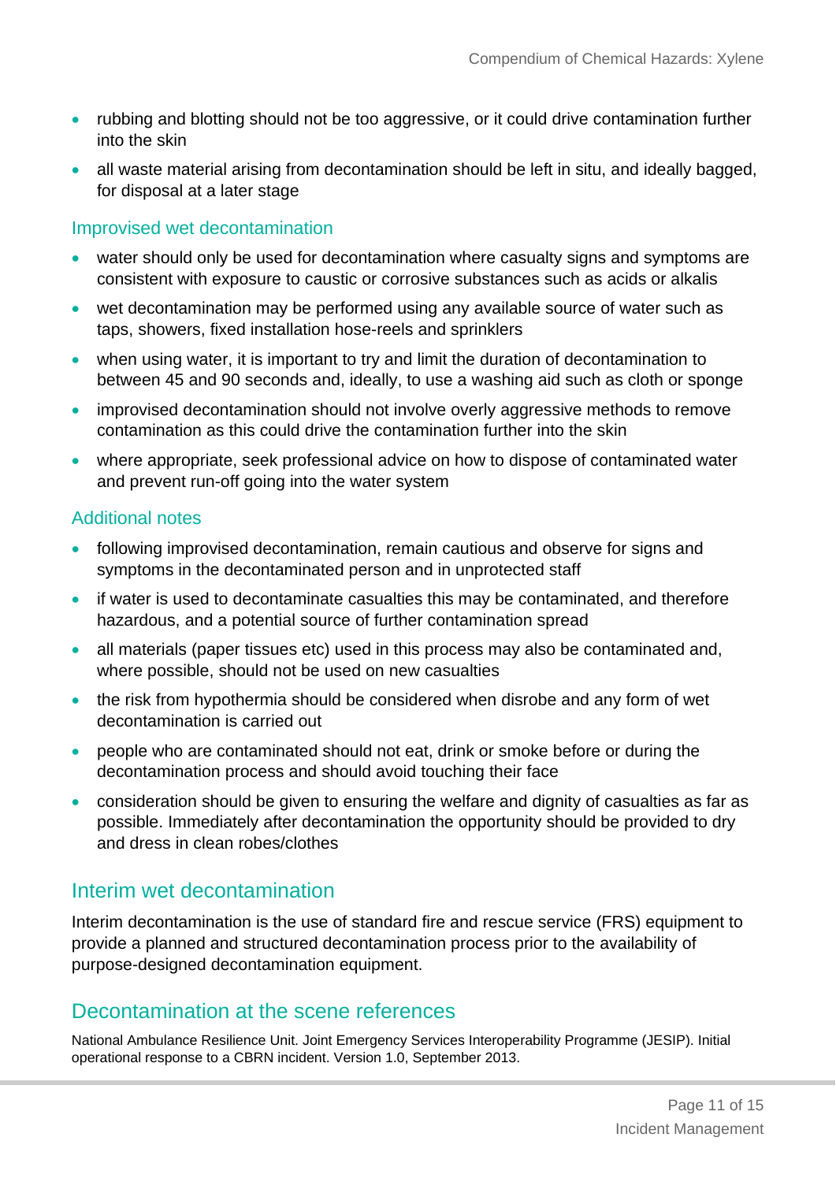- rubbing and blotting should not be too aggressive, or it could drive contamination further into the skin
- all waste material arising from decontamination should be left in situ, and ideally bagged, for disposal at a later stage

### Improvised wet decontamination

- water should only be used for decontamination where casualty signs and symptoms are consistent with exposure to caustic or corrosive substances such as acids or alkalis
- wet decontamination may be performed using any available source of water such as taps, showers, fixed installation hose-reels and sprinklers
- when using water, it is important to try and limit the duration of decontamination to between 45 and 90 seconds and, ideally, to use a washing aid such as cloth or sponge
- improvised decontamination should not involve overly aggressive methods to remove contamination as this could drive the contamination further into the skin
- where appropriate, seek professional advice on how to dispose of contaminated water and prevent run-off going into the water system

### Additional notes

- following improvised decontamination, remain cautious and observe for signs and symptoms in the decontaminated person and in unprotected staff
- if water is used to decontaminate casualties this may be contaminated, and therefore hazardous, and a potential source of further contamination spread
- all materials (paper tissues etc) used in this process may also be contaminated and, where possible, should not be used on new casualties
- the risk from hypothermia should be considered when disrobe and any form of wet decontamination is carried out
- people who are contaminated should not eat, drink or smoke before or during the decontamination process and should avoid touching their face
- consideration should be given to ensuring the welfare and dignity of casualties as far as possible. Immediately after decontamination the opportunity should be provided to dry and dress in clean robes/clothes

## Interim wet decontamination

Interim decontamination is the use of standard fire and rescue service (FRS) equipment to provide a planned and structured decontamination process prior to the availability of purpose-designed decontamination equipment.

## Decontamination at the scene references

National Ambulance Resilience Unit. Joint Emergency Services Interoperability Programme (JESIP). Initial operational response to a CBRN incident. Version 1.0, September 2013.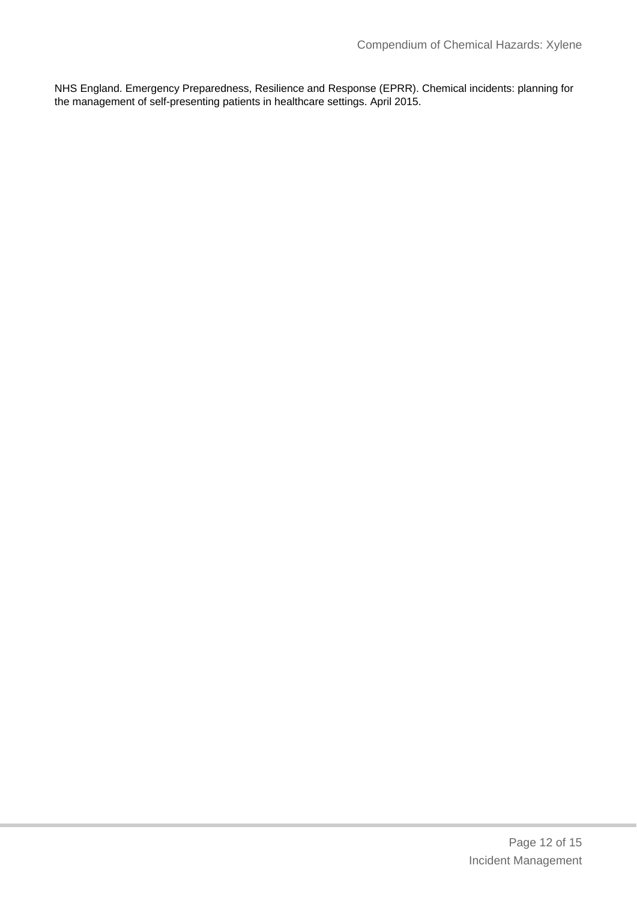NHS England. Emergency Preparedness, Resilience and Response (EPRR). Chemical incidents: planning for the management of self-presenting patients in healthcare settings. April 2015.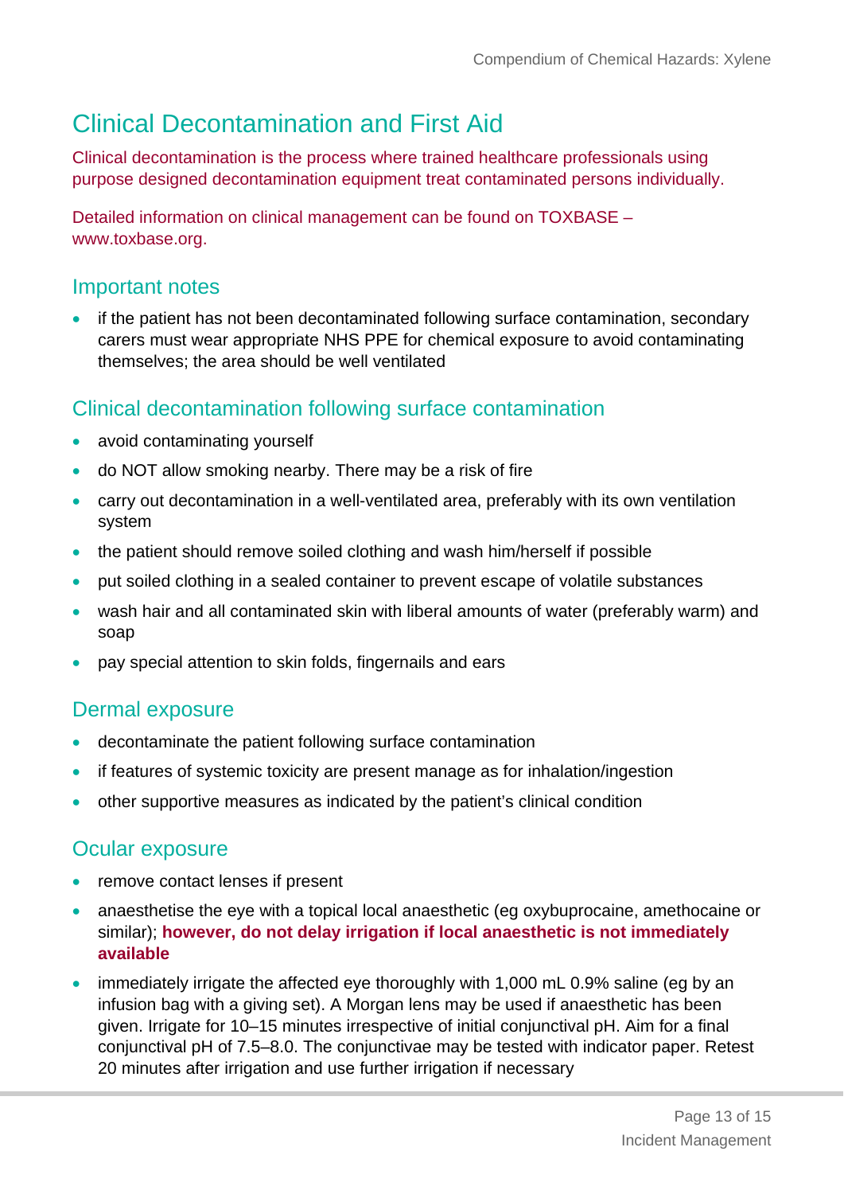# Clinical Decontamination and First Aid

Clinical decontamination is the process where trained healthcare professionals using purpose designed decontamination equipment treat contaminated persons individually.

Detailed information on clinical management can be found on TOXBASE – www.toxbase.org.

## Important notes

- if the patient has not been decontaminated following surface contamination, secondary carers must wear appropriate NHS PPE for chemical exposure to avoid contaminating themselves; the area should be well ventilated

## Clinical decontamination following surface contamination

- avoid contaminating yourself
- do NOT allow smoking nearby. There may be a risk of fire
- carry out decontamination in a well-ventilated area, preferably with its own ventilation system
- the patient should remove soiled clothing and wash him/herself if possible
- put soiled clothing in a sealed container to prevent escape of volatile substances
- wash hair and all contaminated skin with liberal amounts of water (preferably warm) and soap
- pay special attention to skin folds, fingernails and ears

## Dermal exposure

- decontaminate the patient following surface contamination
- if features of systemic toxicity are present manage as for inhalation/ingestion
- other supportive measures as indicated by the patient's clinical condition

## Ocular exposure

- remove contact lenses if present
- anaesthetise the eye with a topical local anaesthetic (eg oxybuprocaine, amethocaine or similar); **however, do not delay irrigation if local anaesthetic is not immediately available**
- immediately irrigate the affected eye thoroughly with 1,000 mL 0.9% saline (eg by an infusion bag with a giving set). A Morgan lens may be used if anaesthetic has been given. Irrigate for 10–15 minutes irrespective of initial conjunctival pH. Aim for a final conjunctival pH of 7.5–8.0. The conjunctivae may be tested with indicator paper. Retest 20 minutes after irrigation and use further irrigation if necessary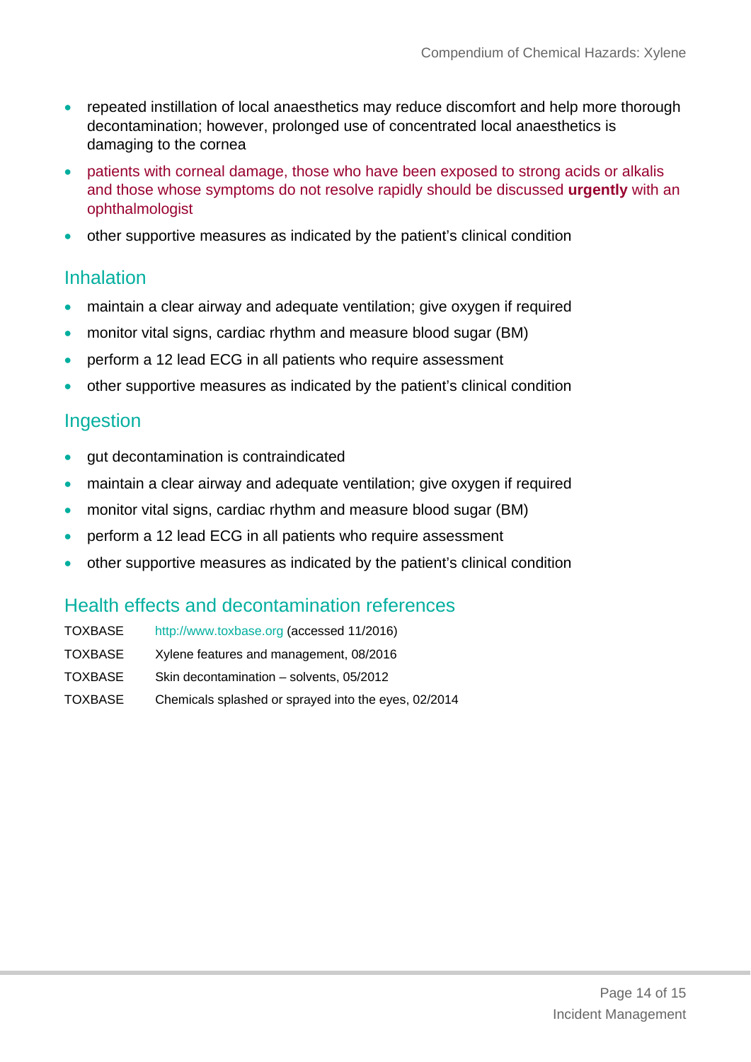- repeated instillation of local anaesthetics may reduce discomfort and help more thorough decontamination; however, prolonged use of concentrated local anaesthetics is damaging to the cornea
- patients with corneal damage, those who have been exposed to strong acids or alkalis and those whose symptoms do not resolve rapidly should be discussed **urgently** with an ophthalmologist
- other supportive measures as indicated by the patient's clinical condition

## Inhalation

- maintain a clear airway and adequate ventilation; give oxygen if required
- monitor vital signs, cardiac rhythm and measure blood sugar (BM)
- perform a 12 lead ECG in all patients who require assessment
- other supportive measures as indicated by the patient's clinical condition

## Ingestion

- gut decontamination is contraindicated
- maintain a clear airway and adequate ventilation; give oxygen if required
- monitor vital signs, cardiac rhythm and measure blood sugar (BM)
- perform a 12 lead ECG in all patients who require assessment
- other supportive measures as indicated by the patient's clinical condition

## Health effects and decontamination references

| | |
|---|---|
| TOXBASE | http://www.toxbase.org (accessed 11/2016) |
| TOXBASE | Xylene features and management, 08/2016 |
| TOXBASE | Skin decontamination – solvents, 05/2012 |
| TOXBASE | Chemicals splashed or sprayed into the eyes, 02/2014 |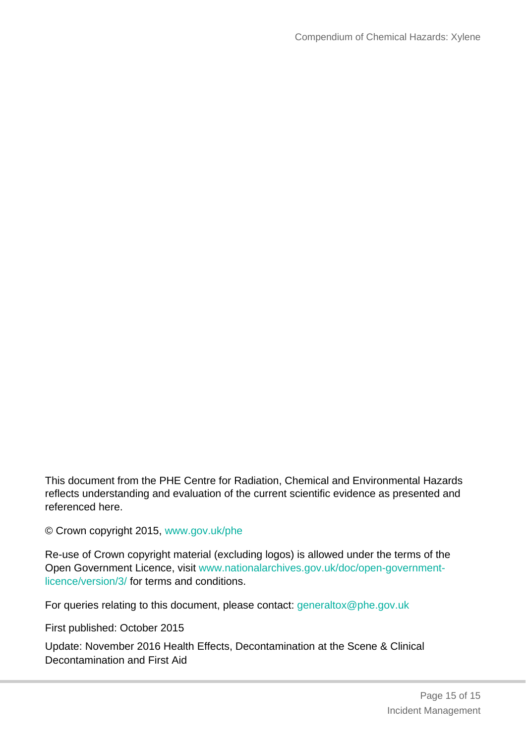This document from the PHE Centre for Radiation, Chemical and Environmental Hazards reflects understanding and evaluation of the current scientific evidence as presented and referenced here.

© Crown copyright 2015, www.gov.uk/phe

Re-use of Crown copyright material (excluding logos) is allowed under the terms of the Open Government Licence, visit www.nationalarchives.gov.uk/doc/open-government-licence/version/3/ for terms and conditions.

For queries relating to this document, please contact: generaltox@phe.gov.uk

First published: October 2015

Update: November 2016 Health Effects, Decontamination at the Scene & Clinical Decontamination and First Aid